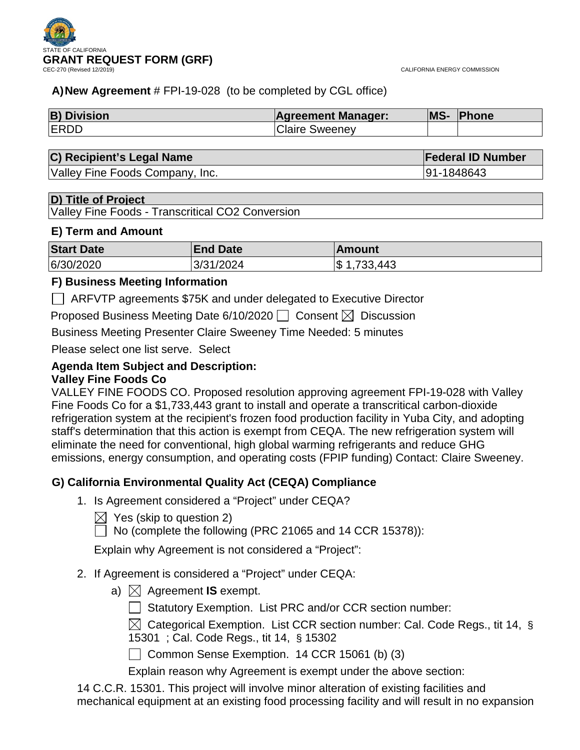STATE OF CALIFORNIA

# GRANT REQUEST FORM (GRF)

CEC-270 (Revised 12/2019)

CALIFORNIA ENERGY COMMISSION

**A) New Agreement** # FPI-19-028 (to be completed by CGL office)

| B) Division | Agreement Manager: | MS- | Phone |
|---|---|---|---|
| ERDD | Claire Sweeney | | |

| C) Recipient's Legal Name | Federal ID Number |
|---|---|
| Valley Fine Foods Company, Inc. | 91-1848643 |

| D) Title of Project |
|---|
| Valley Fine Foods - Transcritical CO2 Conversion |

### E) Term and Amount

| Start Date | End Date | Amount |
|---|---|---|
| 6/30/2020 | 3/31/2024 | $ 1,733,443 |

### F) Business Meeting Information

☐ ARFVTP agreements $75K and under delegated to Executive Director

Proposed Business Meeting Date 6/10/2020 ☐ Consent ☒ Discussion

Business Meeting Presenter Claire Sweeney Time Needed: 5 minutes

Please select one list serve. Select

**Agenda Item Subject and Description:**
**Valley Fine Foods Co**

VALLEY FINE FOODS CO. Proposed resolution approving agreement FPI-19-028 with Valley Fine Foods Co for a $1,733,443 grant to install and operate a transcritical carbon-dioxide refrigeration system at the recipient's frozen food production facility in Yuba City, and adopting staff's determination that this action is exempt from CEQA. The new refrigeration system will eliminate the need for conventional, high global warming refrigerants and reduce GHG emissions, energy consumption, and operating costs (FPIP funding) Contact: Claire Sweeney.

### G) California Environmental Quality Act (CEQA) Compliance

1. Is Agreement considered a "Project" under CEQA?

   ☒ Yes (skip to question 2)

   ☐ No (complete the following (PRC 21065 and 14 CCR 15378)):

   Explain why Agreement is not considered a "Project":

2. If Agreement is considered a "Project" under CEQA:

   a) ☒ Agreement **IS** exempt.

   ☐ Statutory Exemption. List PRC and/or CCR section number:

   ☒ Categorical Exemption. List CCR section number: Cal. Code Regs., tit 14, § 15301 ; Cal. Code Regs., tit 14, § 15302

   ☐ Common Sense Exemption. 14 CCR 15061 (b) (3)

   Explain reason why Agreement is exempt under the above section:

14 C.C.R. 15301. This project will involve minor alteration of existing facilities and mechanical equipment at an existing food processing facility and will result in no expansion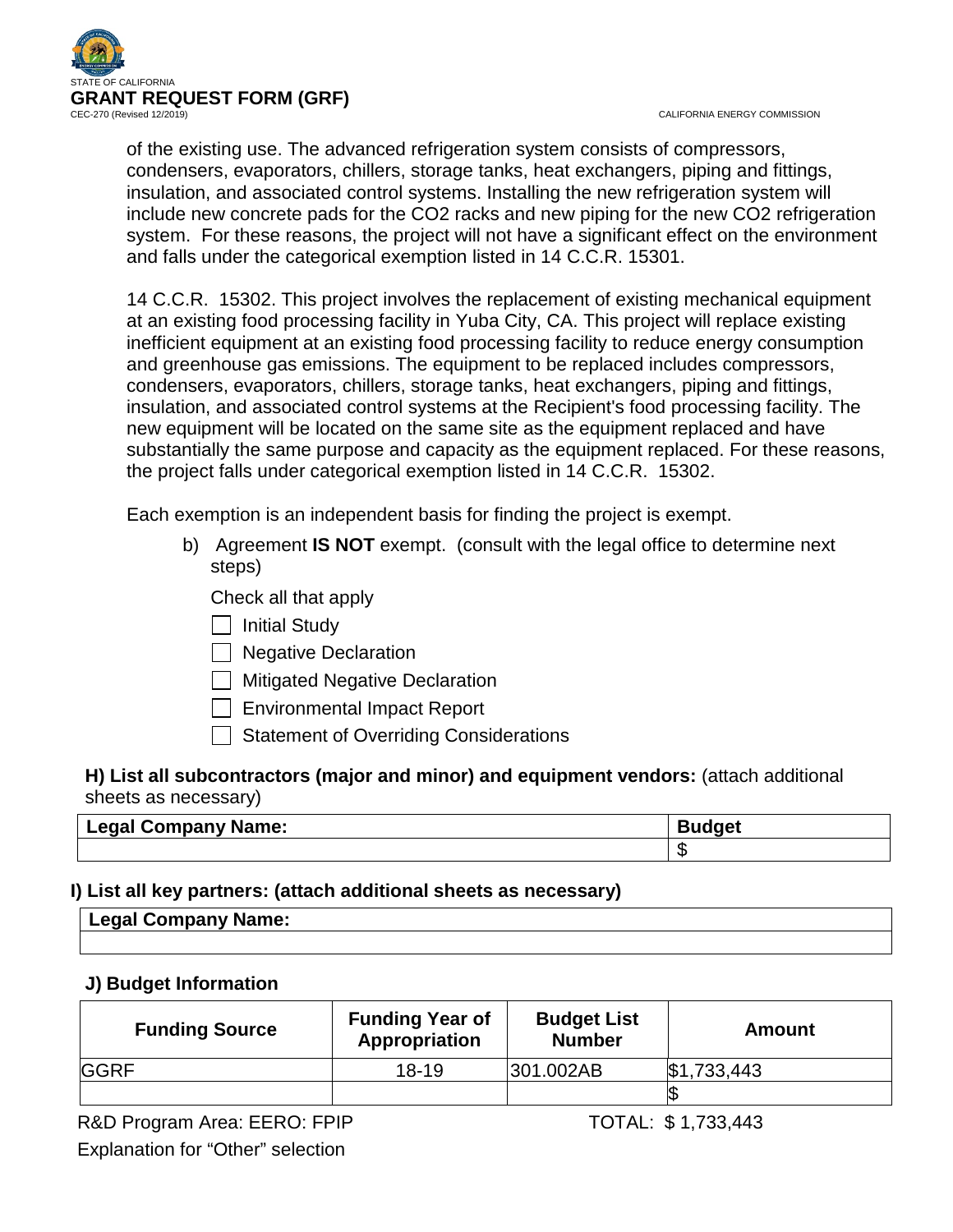of the existing use. The advanced refrigeration system consists of compressors, condensers, evaporators, chillers, storage tanks, heat exchangers, piping and fittings, insulation, and associated control systems. Installing the new refrigeration system will include new concrete pads for the $CO_2$ racks and new piping for the new $CO_2$ refrigeration system. For these reasons, the project will not have a significant effect on the environment and falls under the categorical exemption listed in 14 C.C.R. 15301.

14 C.C.R. 15302. This project involves the replacement of existing mechanical equipment at an existing food processing facility in Yuba City, CA. This project will replace existing inefficient equipment at an existing food processing facility to reduce energy consumption and greenhouse gas emissions. The equipment to be replaced includes compressors, condensers, evaporators, chillers, storage tanks, heat exchangers, piping and fittings, insulation, and associated control systems at the Recipient's food processing facility. The new equipment will be located on the same site as the equipment replaced and have substantially the same purpose and capacity as the equipment replaced. For these reasons, the project falls under categorical exemption listed in 14 C.C.R. 15302.

Each exemption is an independent basis for finding the project is exempt.

b) Agreement **IS NOT** exempt. (consult with the legal office to determine next steps)

Check all that apply

- [ ] Initial Study
- [ ] Negative Declaration
- [ ] Mitigated Negative Declaration
- [ ] Environmental Impact Report
- [ ] Statement of Overriding Considerations

**H) List all subcontractors (major and minor) and equipment vendors:** (attach additional sheets as necessary)

| Legal Company Name: | Budget |
| --- | --- |
| | $ |

**I) List all key partners: (attach additional sheets as necessary)**

| Legal Company Name: |
| --- |
| |

**J) Budget Information**

| Funding Source | Funding Year of Appropriation | Budget List Number | Amount |
| --- | --- | --- | --- |
| GGRF | 18-19 | 301.002AB | $1,733,443 |
| | | | $ |

R&D Program Area: EERO: FPIP TOTAL: $ 1,733,443

Explanation for "Other" selection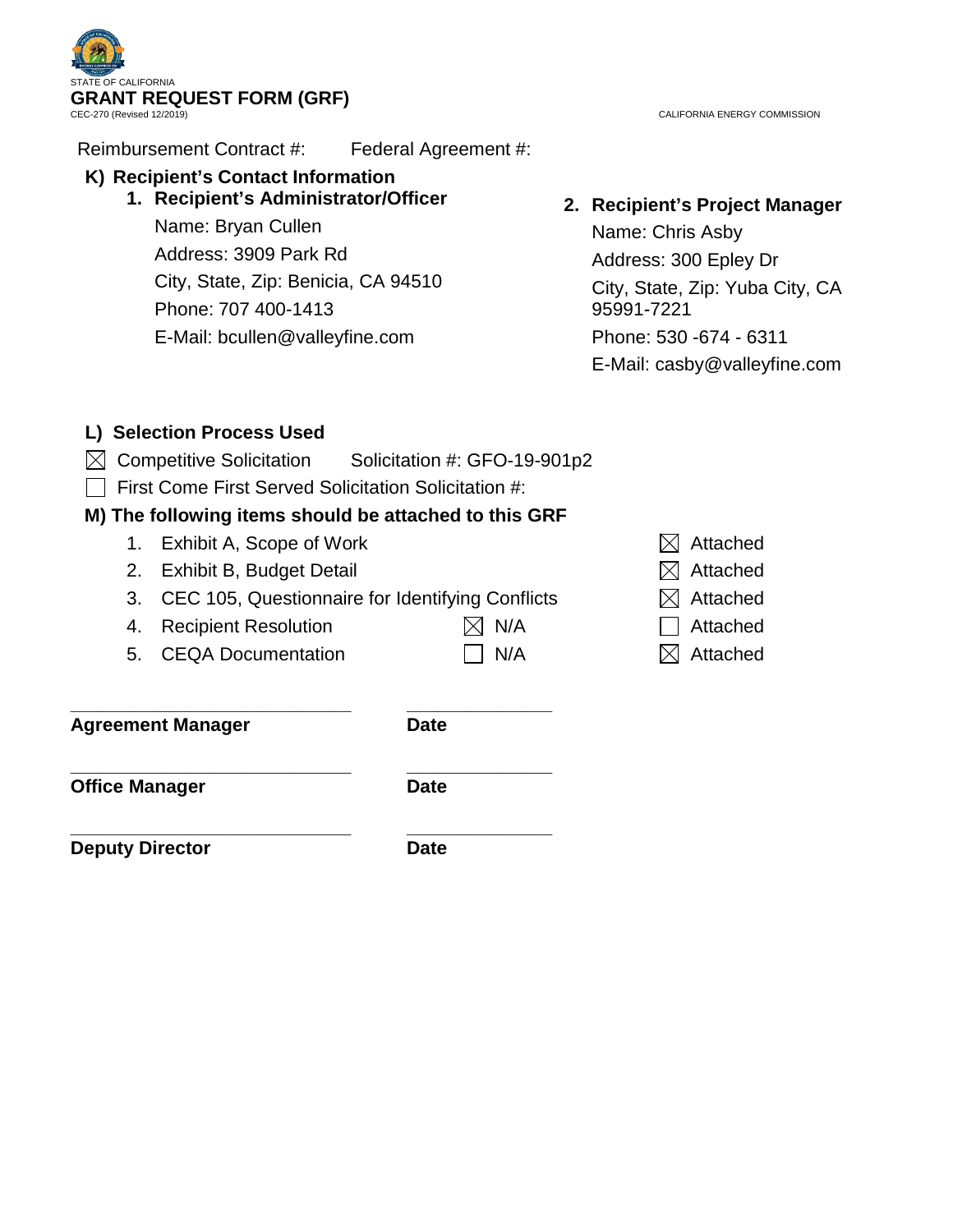STATE OF CALIFORNIA

**GRANT REQUEST FORM (GRF)**

CEC-270 (Revised 12/2019) CALIFORNIA ENERGY COMMISSION

Reimbursement Contract #: Federal Agreement #:

**K) Recipient's Contact Information**

1. **Recipient's Administrator/Officer**
   Name: Bryan Cullen
   Address: 3909 Park Rd
   City, State, Zip: Benicia, CA 94510
   Phone: 707 400-1413
   E-Mail: bcullen@valleyfine.com

2. **Recipient's Project Manager**
   Name: Chris Asby
   Address: 300 Epley Dr
   City, State, Zip: Yuba City, CA 95991-7221
   Phone: 530 -674 - 6311
   E-Mail: casby@valleyfine.com

**L) Selection Process Used**

☒ Competitive Solicitation Solicitation #: GFO-19-901p2

☐ First Come First Served Solicitation Solicitation #:

**M) The following items should be attached to this GRF**

| | Item | N/A | Attached |
|---|---|---|---|
| 1. | Exhibit A, Scope of Work | | ☒ Attached |
| 2. | Exhibit B, Budget Detail | | ☒ Attached |
| 3. | CEC 105, Questionnaire for Identifying Conflicts | | ☒ Attached |
| 4. | Recipient Resolution | ☒ N/A | ☐ Attached |
| 5. | CEQA Documentation | ☐ N/A | ☒ Attached |

_____________________________ _______________

**Agreement Manager** **Date**

_____________________________ _______________

**Office Manager** **Date**

_____________________________ _______________

**Deputy Director** **Date**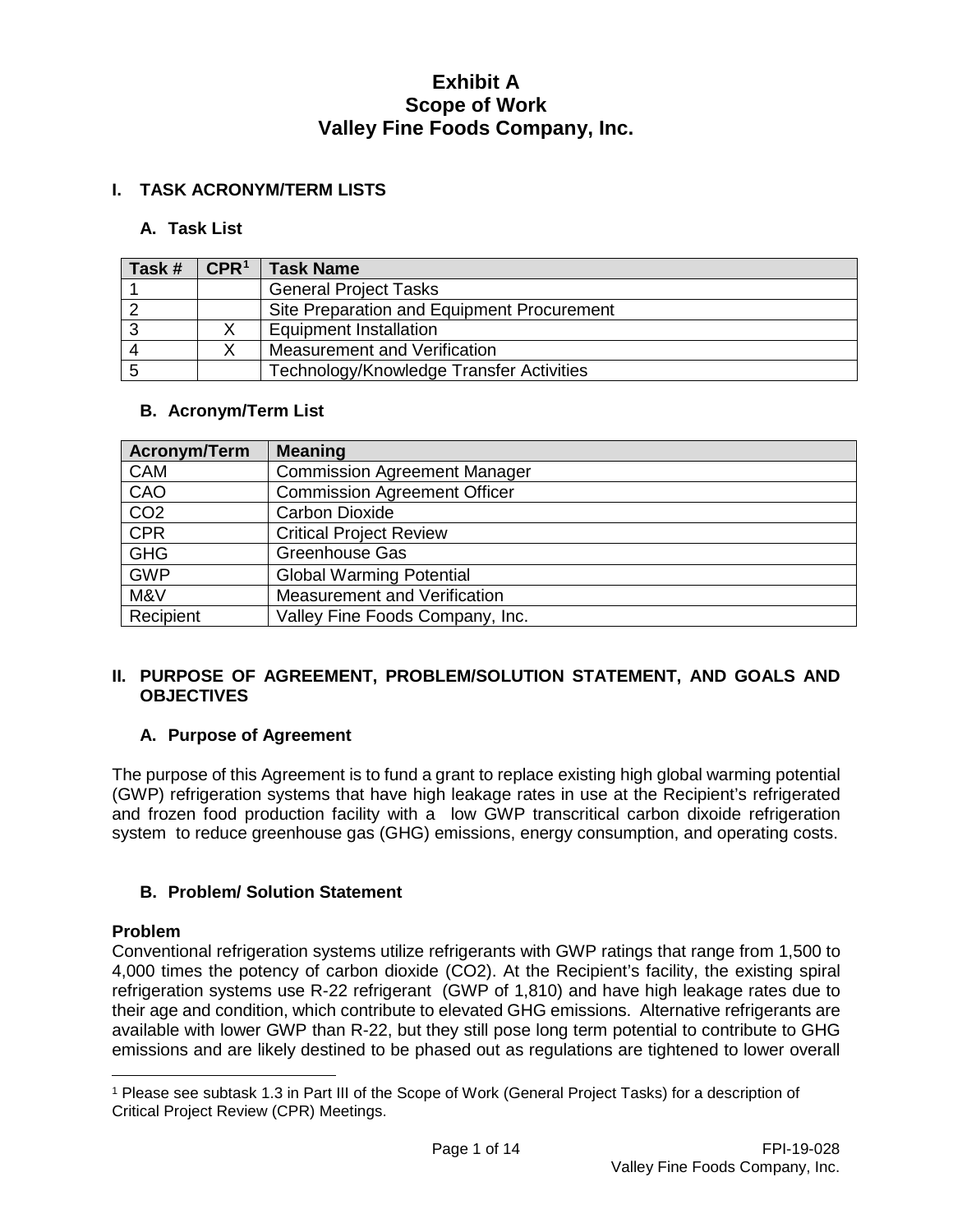# Exhibit A
# Scope of Work
# Valley Fine Foods Company, Inc.

## I. TASK ACRONYM/TERM LISTS

### A. Task List

| Task # | CPR[1] | Task Name |
|---|---|---|
| 1 | | General Project Tasks |
| 2 | | Site Preparation and Equipment Procurement |
| 3 | X | Equipment Installation |
| 4 | X | Measurement and Verification |
| 5 | | Technology/Knowledge Transfer Activities |

### B. Acronym/Term List

| Acronym/Term | Meaning |
|---|---|
| CAM | Commission Agreement Manager |
| CAO | Commission Agreement Officer |
| CO2 | Carbon Dioxide |
| CPR | Critical Project Review |
| GHG | Greenhouse Gas |
| GWP | Global Warming Potential |
| M&V | Measurement and Verification |
| Recipient | Valley Fine Foods Company, Inc. |

## II. PURPOSE OF AGREEMENT, PROBLEM/SOLUTION STATEMENT, AND GOALS AND OBJECTIVES

### A. Purpose of Agreement

The purpose of this Agreement is to fund a grant to replace existing high global warming potential (GWP) refrigeration systems that have high leakage rates in use at the Recipient's refrigerated and frozen food production facility with a low GWP transcritical carbon dixoide refrigeration system to reduce greenhouse gas (GHG) emissions, energy consumption, and operating costs.

### B. Problem/ Solution Statement

**Problem**

Conventional refrigeration systems utilize refrigerants with GWP ratings that range from 1,500 to 4,000 times the potency of carbon dioxide ($CO_2$). At the Recipient's facility, the existing spiral refrigeration systems use R-22 refrigerant (GWP of 1,810) and have high leakage rates due to their age and condition, which contribute to elevated GHG emissions. Alternative refrigerants are available with lower GWP than R-22, but they still pose long term potential to contribute to GHG emissions and are likely destined to be phased out as regulations are tightened to lower overall

[1] Please see subtask 1.3 in Part III of the Scope of Work (General Project Tasks) for a description of Critical Project Review (CPR) Meetings.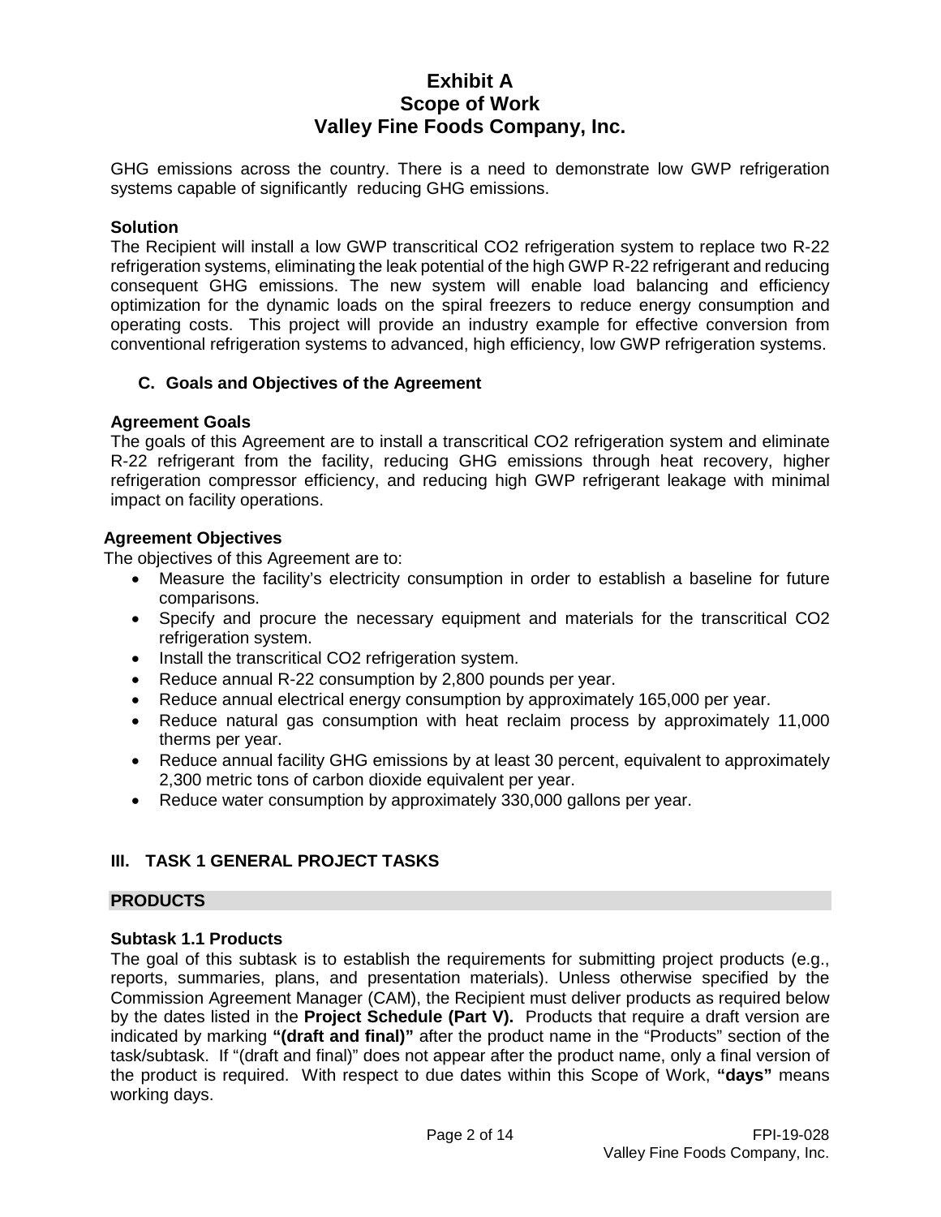GHG emissions across the country. There is a need to demonstrate low GWP refrigeration systems capable of significantly reducing GHG emissions.

**Solution**
The Recipient will install a low GWP transcritical $CO_2$ refrigeration system to replace two R-22 refrigeration systems, eliminating the leak potential of the high GWP R-22 refrigerant and reducing consequent GHG emissions. The new system will enable load balancing and efficiency optimization for the dynamic loads on the spiral freezers to reduce energy consumption and operating costs. This project will provide an industry example for effective conversion from conventional refrigeration systems to advanced, high efficiency, low GWP refrigeration systems.

### C. Goals and Objectives of the Agreement

**Agreement Goals**
The goals of this Agreement are to install a transcritical $CO_2$ refrigeration system and eliminate R-22 refrigerant from the facility, reducing GHG emissions through heat recovery, higher refrigeration compressor efficiency, and reducing high GWP refrigerant leakage with minimal impact on facility operations.

**Agreement Objectives**
The objectives of this Agreement are to:

- Measure the facility's electricity consumption in order to establish a baseline for future comparisons.
- Specify and procure the necessary equipment and materials for the transcritical $CO_2$ refrigeration system.
- Install the transcritical $CO_2$ refrigeration system.
- Reduce annual R-22 consumption by 2,800 pounds per year.
- Reduce annual electrical energy consumption by approximately 165,000 per year.
- Reduce natural gas consumption with heat reclaim process by approximately 11,000 therms per year.
- Reduce annual facility GHG emissions by at least 30 percent, equivalent to approximately 2,300 metric tons of carbon dioxide equivalent per year.
- Reduce water consumption by approximately 330,000 gallons per year.

## III. TASK 1 GENERAL PROJECT TASKS

**PRODUCTS**

**Subtask 1.1 Products**
The goal of this subtask is to establish the requirements for submitting project products (e.g., reports, summaries, plans, and presentation materials). Unless otherwise specified by the Commission Agreement Manager (CAM), the Recipient must deliver products as required below by the dates listed in the **Project Schedule (Part V).** Products that require a draft version are indicated by marking **"(draft and final)"** after the product name in the "Products" section of the task/subtask. If "(draft and final)" does not appear after the product name, only a final version of the product is required. With respect to due dates within this Scope of Work, **"days"** means working days.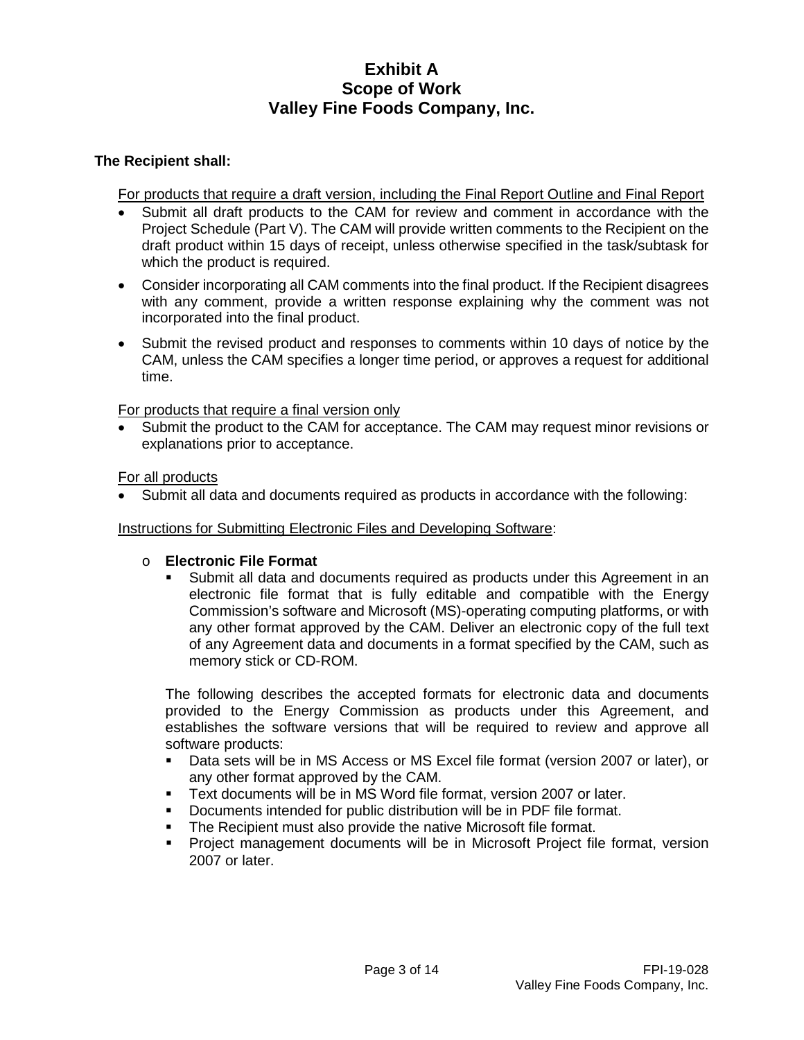# Exhibit A
# Scope of Work
# Valley Fine Foods Company, Inc.

**The Recipient shall:**

For products that require a draft version, including the Final Report Outline and Final Report

- Submit all draft products to the CAM for review and comment in accordance with the Project Schedule (Part V). The CAM will provide written comments to the Recipient on the draft product within 15 days of receipt, unless otherwise specified in the task/subtask for which the product is required.
- Consider incorporating all CAM comments into the final product. If the Recipient disagrees with any comment, provide a written response explaining why the comment was not incorporated into the final product.
- Submit the revised product and responses to comments within 10 days of notice by the CAM, unless the CAM specifies a longer time period, or approves a request for additional time.

For products that require a final version only

- Submit the product to the CAM for acceptance. The CAM may request minor revisions or explanations prior to acceptance.

For all products

- Submit all data and documents required as products in accordance with the following:

Instructions for Submitting Electronic Files and Developing Software:

- **Electronic File Format**
  - Submit all data and documents required as products under this Agreement in an electronic file format that is fully editable and compatible with the Energy Commission's software and Microsoft (MS)-operating computing platforms, or with any other format approved by the CAM. Deliver an electronic copy of the full text of any Agreement data and documents in a format specified by the CAM, such as memory stick or CD-ROM.

  The following describes the accepted formats for electronic data and documents provided to the Energy Commission as products under this Agreement, and establishes the software versions that will be required to review and approve all software products:

  - Data sets will be in MS Access or MS Excel file format (version 2007 or later), or any other format approved by the CAM.
  - Text documents will be in MS Word file format, version 2007 or later.
  - Documents intended for public distribution will be in PDF file format.
  - The Recipient must also provide the native Microsoft file format.
  - Project management documents will be in Microsoft Project file format, version 2007 or later.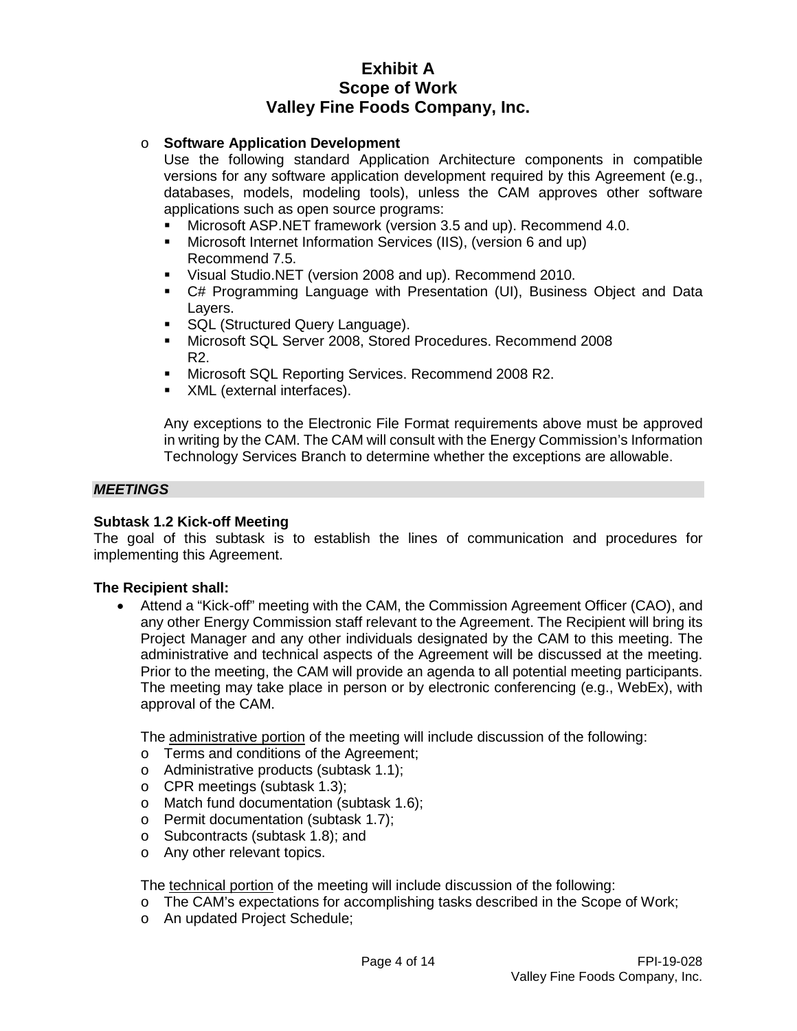# Exhibit A
# Scope of Work
# Valley Fine Foods Company, Inc.

- **Software Application Development**

  Use the following standard Application Architecture components in compatible versions for any software application development required by this Agreement (e.g., databases, models, modeling tools), unless the CAM approves other software applications such as open source programs:

  - Microsoft ASP.NET framework (version 3.5 and up). Recommend 4.0.
  - Microsoft Internet Information Services (IIS), (version 6 and up) Recommend 7.5.
  - Visual Studio.NET (version 2008 and up). Recommend 2010.
  - C# Programming Language with Presentation (UI), Business Object and Data Layers.
  - SQL (Structured Query Language).
  - Microsoft SQL Server 2008, Stored Procedures. Recommend 2008 R2.
  - Microsoft SQL Reporting Services. Recommend 2008 R2.
  - XML (external interfaces).

  Any exceptions to the Electronic File Format requirements above must be approved in writing by the CAM. The CAM will consult with the Energy Commission's Information Technology Services Branch to determine whether the exceptions are allowable.

***MEETINGS***

**Subtask 1.2 Kick-off Meeting**

The goal of this subtask is to establish the lines of communication and procedures for implementing this Agreement.

**The Recipient shall:**

- Attend a "Kick-off" meeting with the CAM, the Commission Agreement Officer (CAO), and any other Energy Commission staff relevant to the Agreement. The Recipient will bring its Project Manager and any other individuals designated by the CAM to this meeting. The administrative and technical aspects of the Agreement will be discussed at the meeting. Prior to the meeting, the CAM will provide an agenda to all potential meeting participants. The meeting may take place in person or by electronic conferencing (e.g., WebEx), with approval of the CAM.

  The administrative portion of the meeting will include discussion of the following:
  - Terms and conditions of the Agreement;
  - Administrative products (subtask 1.1);
  - CPR meetings (subtask 1.3);
  - Match fund documentation (subtask 1.6);
  - Permit documentation (subtask 1.7);
  - Subcontracts (subtask 1.8); and
  - Any other relevant topics.

  The technical portion of the meeting will include discussion of the following:
  - The CAM's expectations for accomplishing tasks described in the Scope of Work;
  - An updated Project Schedule;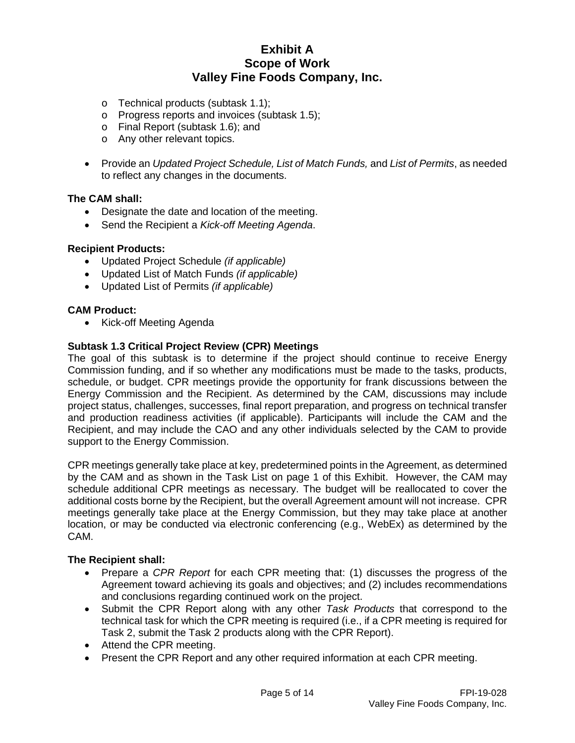- Technical products (subtask 1.1);
  - Progress reports and invoices (subtask 1.5);
  - Final Report (subtask 1.6); and
  - Any other relevant topics.
- Provide an *Updated Project Schedule, List of Match Funds,* and *List of Permits*, as needed to reflect any changes in the documents.

**The CAM shall:**

- Designate the date and location of the meeting.
- Send the Recipient a *Kick-off Meeting Agenda*.

**Recipient Products:**

- Updated Project Schedule *(if applicable)*
- Updated List of Match Funds *(if applicable)*
- Updated List of Permits *(if applicable)*

**CAM Product:**

- Kick-off Meeting Agenda

**Subtask 1.3 Critical Project Review (CPR) Meetings**

The goal of this subtask is to determine if the project should continue to receive Energy Commission funding, and if so whether any modifications must be made to the tasks, products, schedule, or budget. CPR meetings provide the opportunity for frank discussions between the Energy Commission and the Recipient. As determined by the CAM, discussions may include project status, challenges, successes, final report preparation, and progress on technical transfer and production readiness activities (if applicable). Participants will include the CAM and the Recipient, and may include the CAO and any other individuals selected by the CAM to provide support to the Energy Commission.

CPR meetings generally take place at key, predetermined points in the Agreement, as determined by the CAM and as shown in the Task List on page 1 of this Exhibit. However, the CAM may schedule additional CPR meetings as necessary. The budget will be reallocated to cover the additional costs borne by the Recipient, but the overall Agreement amount will not increase. CPR meetings generally take place at the Energy Commission, but they may take place at another location, or may be conducted via electronic conferencing (e.g., WebEx) as determined by the CAM.

**The Recipient shall:**

- Prepare a *CPR Report* for each CPR meeting that: (1) discusses the progress of the Agreement toward achieving its goals and objectives; and (2) includes recommendations and conclusions regarding continued work on the project.
- Submit the CPR Report along with any other *Task Products* that correspond to the technical task for which the CPR meeting is required (i.e., if a CPR meeting is required for Task 2, submit the Task 2 products along with the CPR Report).
- Attend the CPR meeting.
- Present the CPR Report and any other required information at each CPR meeting.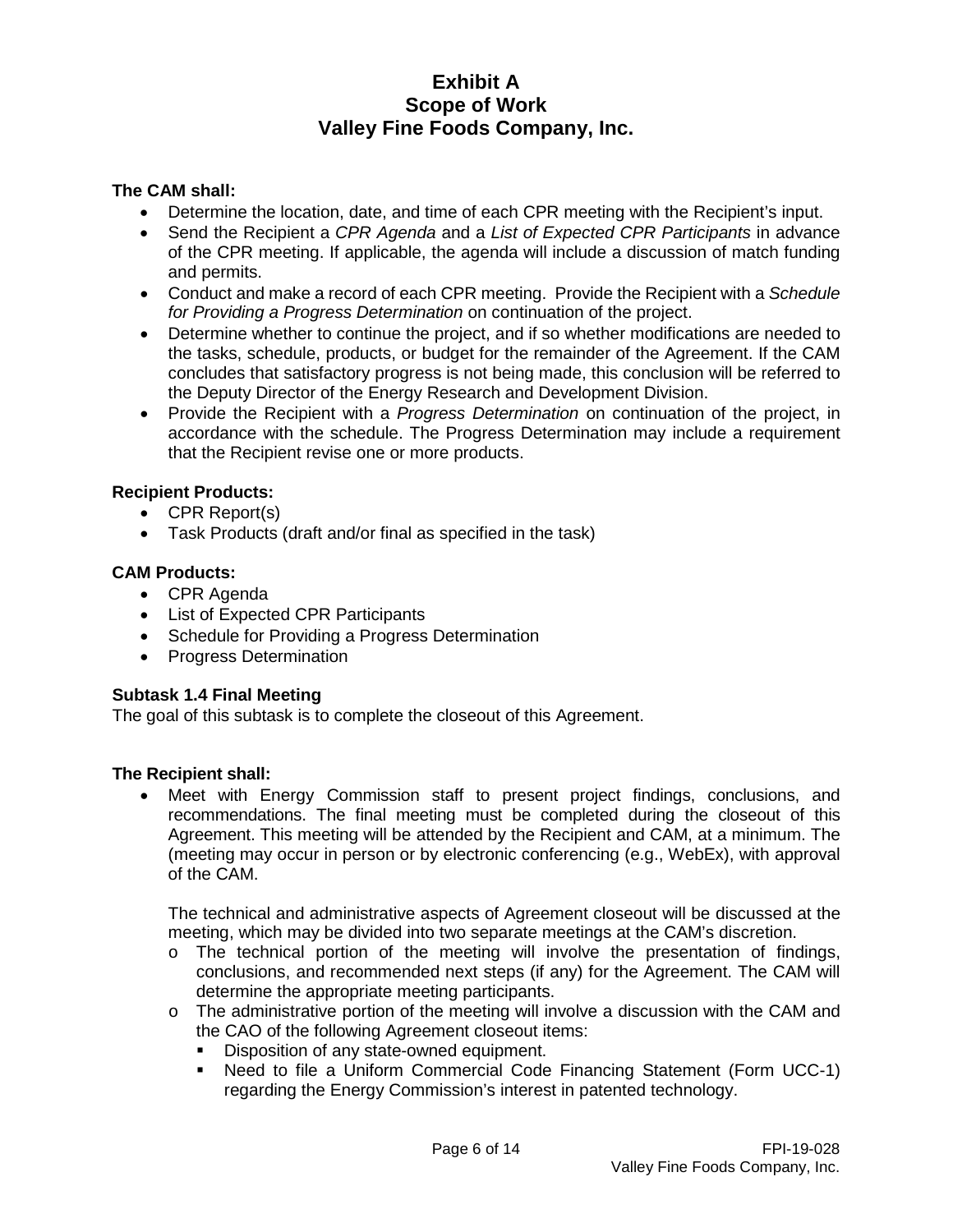**The CAM shall:**

- Determine the location, date, and time of each CPR meeting with the Recipient's input.
- Send the Recipient a *CPR Agenda* and a *List of Expected CPR Participants* in advance of the CPR meeting. If applicable, the agenda will include a discussion of match funding and permits.
- Conduct and make a record of each CPR meeting. Provide the Recipient with a *Schedule for Providing a Progress Determination* on continuation of the project.
- Determine whether to continue the project, and if so whether modifications are needed to the tasks, schedule, products, or budget for the remainder of the Agreement. If the CAM concludes that satisfactory progress is not being made, this conclusion will be referred to the Deputy Director of the Energy Research and Development Division.
- Provide the Recipient with a *Progress Determination* on continuation of the project, in accordance with the schedule. The Progress Determination may include a requirement that the Recipient revise one or more products.

**Recipient Products:**

- CPR Report(s)
- Task Products (draft and/or final as specified in the task)

**CAM Products:**

- CPR Agenda
- List of Expected CPR Participants
- Schedule for Providing a Progress Determination
- Progress Determination

**Subtask 1.4 Final Meeting**

The goal of this subtask is to complete the closeout of this Agreement.

**The Recipient shall:**

- Meet with Energy Commission staff to present project findings, conclusions, and recommendations. The final meeting must be completed during the closeout of this Agreement. This meeting will be attended by the Recipient and CAM, at a minimum. The (meeting may occur in person or by electronic conferencing (e.g., WebEx), with approval of the CAM.

  The technical and administrative aspects of Agreement closeout will be discussed at the meeting, which may be divided into two separate meetings at the CAM's discretion.

  - The technical portion of the meeting will involve the presentation of findings, conclusions, and recommended next steps (if any) for the Agreement. The CAM will determine the appropriate meeting participants.
  - The administrative portion of the meeting will involve a discussion with the CAM and the CAO of the following Agreement closeout items:
    - Disposition of any state-owned equipment.
    - Need to file a Uniform Commercial Code Financing Statement (Form UCC-1) regarding the Energy Commission's interest in patented technology.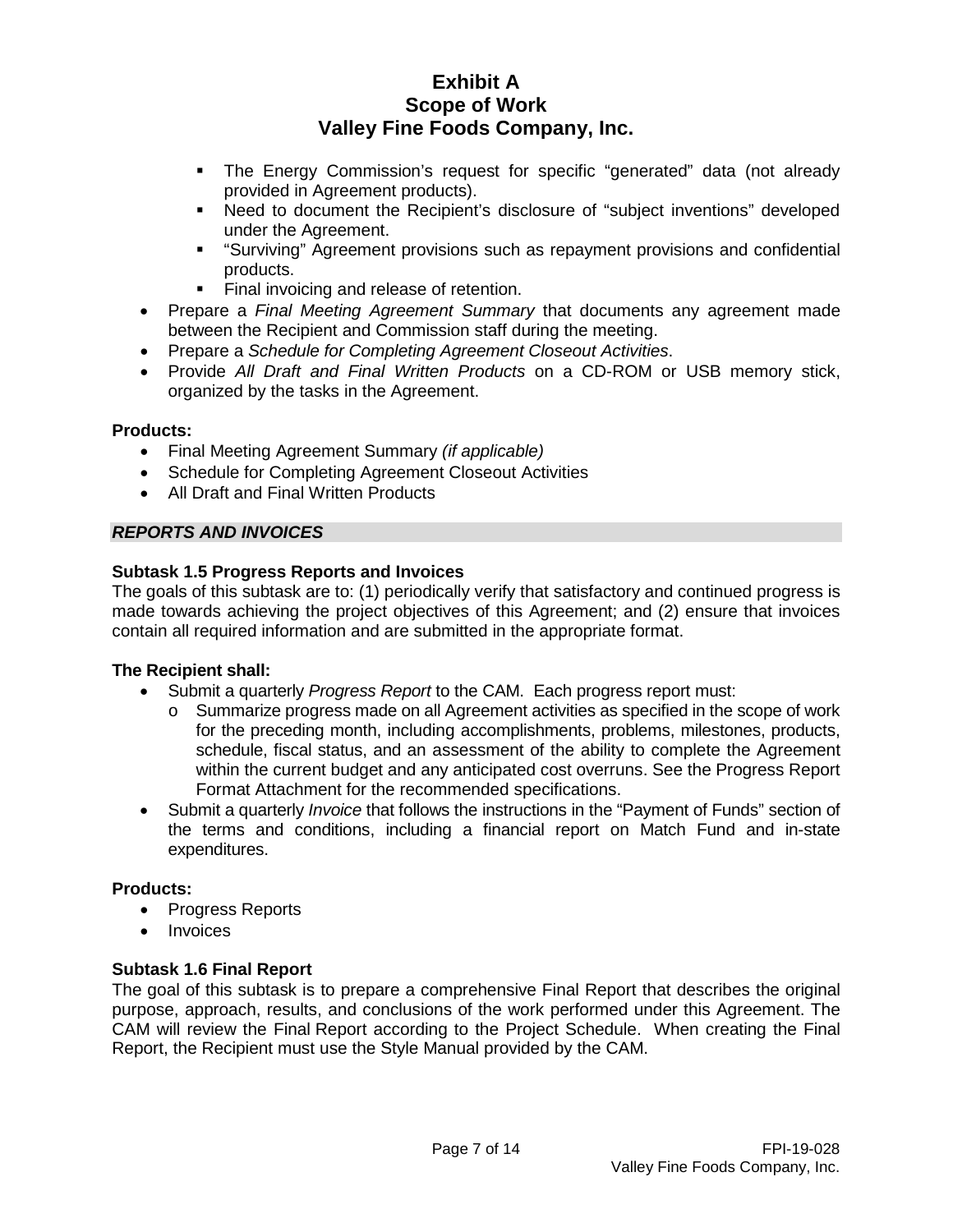- The Energy Commission's request for specific "generated" data (not already provided in Agreement products).
   - Need to document the Recipient's disclosure of "subject inventions" developed under the Agreement.
   - "Surviving" Agreement provisions such as repayment provisions and confidential products.
   - Final invoicing and release of retention.
- Prepare a *Final Meeting Agreement Summary* that documents any agreement made between the Recipient and Commission staff during the meeting.
- Prepare a *Schedule for Completing Agreement Closeout Activities*.
- Provide *All Draft and Final Written Products* on a CD-ROM or USB memory stick, organized by the tasks in the Agreement.

**Products:**

- Final Meeting Agreement Summary *(if applicable)*
- Schedule for Completing Agreement Closeout Activities
- All Draft and Final Written Products

***REPORTS AND INVOICES***

**Subtask 1.5 Progress Reports and Invoices**

The goals of this subtask are to: (1) periodically verify that satisfactory and continued progress is made towards achieving the project objectives of this Agreement; and (2) ensure that invoices contain all required information and are submitted in the appropriate format.

**The Recipient shall:**

- Submit a quarterly *Progress Report* to the CAM. Each progress report must:
  - Summarize progress made on all Agreement activities as specified in the scope of work for the preceding month, including accomplishments, problems, milestones, products, schedule, fiscal status, and an assessment of the ability to complete the Agreement within the current budget and any anticipated cost overruns. See the Progress Report Format Attachment for the recommended specifications.
- Submit a quarterly *Invoice* that follows the instructions in the "Payment of Funds" section of the terms and conditions, including a financial report on Match Fund and in-state expenditures.

**Products:**

- Progress Reports
- Invoices

**Subtask 1.6 Final Report**

The goal of this subtask is to prepare a comprehensive Final Report that describes the original purpose, approach, results, and conclusions of the work performed under this Agreement. The CAM will review the Final Report according to the Project Schedule. When creating the Final Report, the Recipient must use the Style Manual provided by the CAM.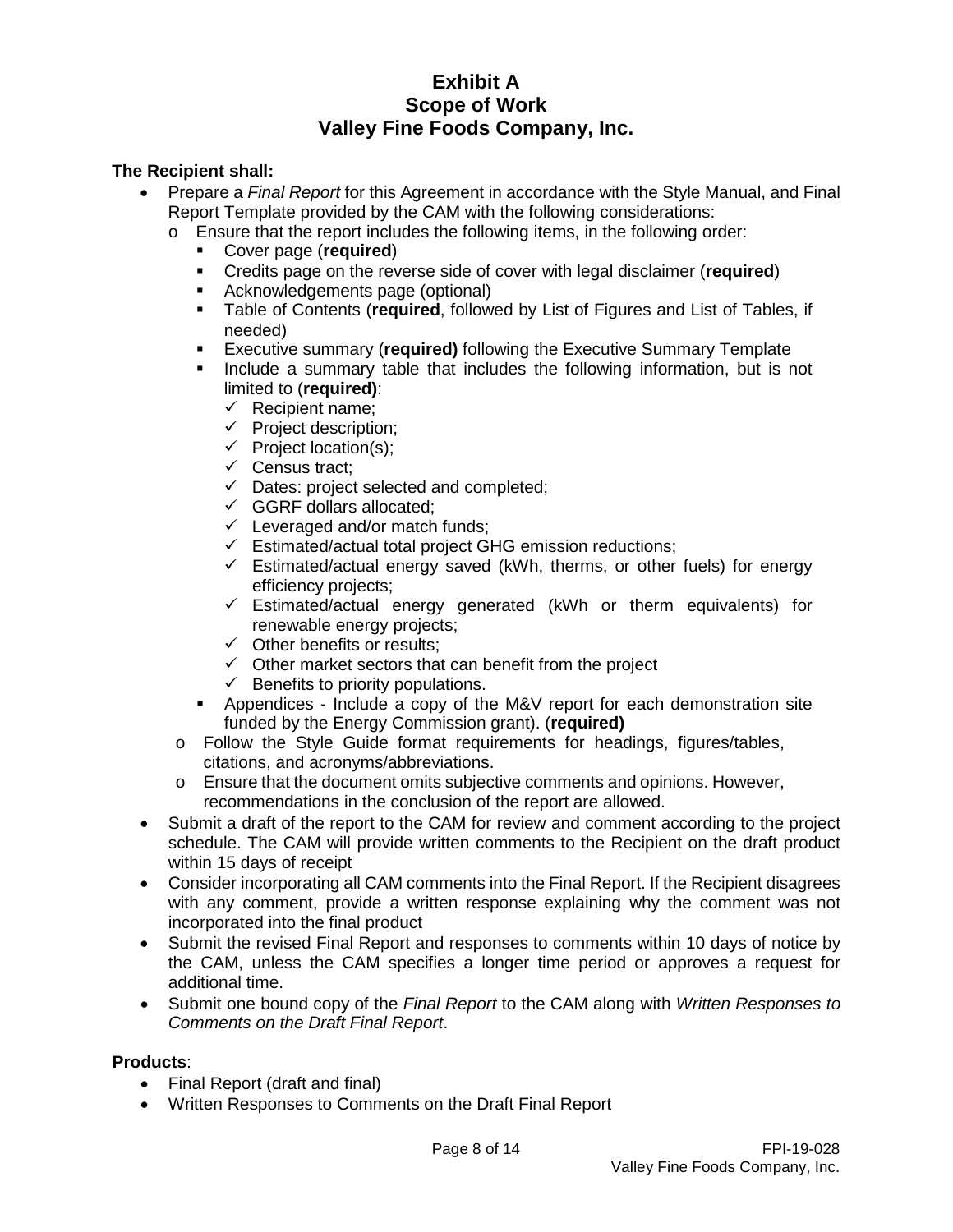# Exhibit A
# Scope of Work
# Valley Fine Foods Company, Inc.

**The Recipient shall:**

- Prepare a *Final Report* for this Agreement in accordance with the Style Manual, and Final Report Template provided by the CAM with the following considerations:
  - Ensure that the report includes the following items, in the following order:
    - Cover page (**required**)
    - Credits page on the reverse side of cover with legal disclaimer (**required**)
    - Acknowledgements page (optional)
    - Table of Contents (**required**, followed by List of Figures and List of Tables, if needed)
    - Executive summary (**required)** following the Executive Summary Template
    - Include a summary table that includes the following information, but is not limited to (**required)**:
      - ✓ Recipient name;
      - ✓ Project description;
      - ✓ Project location(s);
      - ✓ Census tract;
      - ✓ Dates: project selected and completed;
      - ✓ GGRF dollars allocated;
      - ✓ Leveraged and/or match funds;
      - ✓ Estimated/actual total project GHG emission reductions;
      - ✓ Estimated/actual energy saved (kWh, therms, or other fuels) for energy efficiency projects;
      - ✓ Estimated/actual energy generated (kWh or therm equivalents) for renewable energy projects;
      - ✓ Other benefits or results;
      - ✓ Other market sectors that can benefit from the project
      - ✓ Benefits to priority populations.
    - Appendices - Include a copy of the M&V report for each demonstration site funded by the Energy Commission grant). (**required)**
  - Follow the Style Guide format requirements for headings, figures/tables, citations, and acronyms/abbreviations.
  - Ensure that the document omits subjective comments and opinions. However, recommendations in the conclusion of the report are allowed.
- Submit a draft of the report to the CAM for review and comment according to the project schedule. The CAM will provide written comments to the Recipient on the draft product within 15 days of receipt
- Consider incorporating all CAM comments into the Final Report. If the Recipient disagrees with any comment, provide a written response explaining why the comment was not incorporated into the final product
- Submit the revised Final Report and responses to comments within 10 days of notice by the CAM, unless the CAM specifies a longer time period or approves a request for additional time.
- Submit one bound copy of the *Final Report* to the CAM along with *Written Responses to Comments on the Draft Final Report*.

**Products**:

- Final Report (draft and final)
- Written Responses to Comments on the Draft Final Report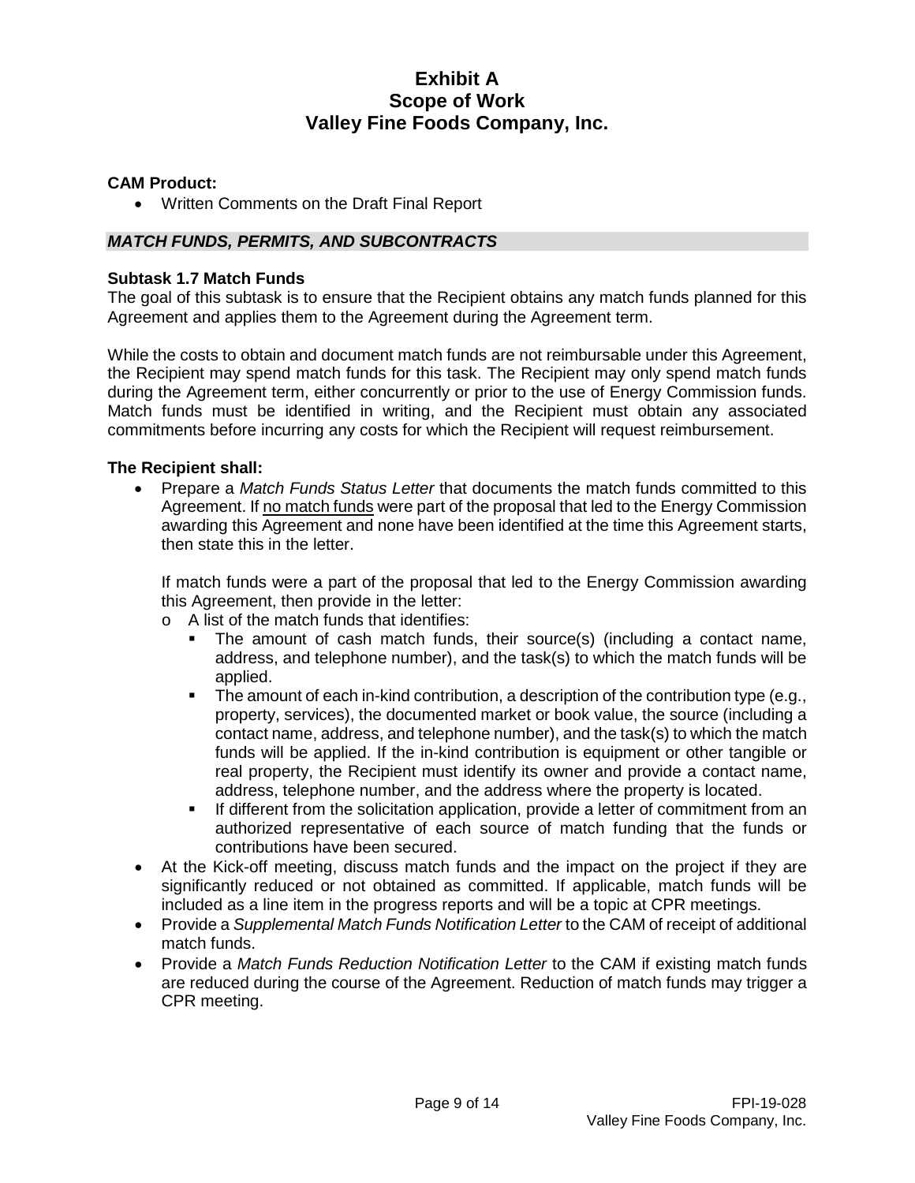**CAM Product:**

- Written Comments on the Draft Final Report

***MATCH FUNDS, PERMITS, AND SUBCONTRACTS***

**Subtask 1.7 Match Funds**

The goal of this subtask is to ensure that the Recipient obtains any match funds planned for this Agreement and applies them to the Agreement during the Agreement term.

While the costs to obtain and document match funds are not reimbursable under this Agreement, the Recipient may spend match funds for this task. The Recipient may only spend match funds during the Agreement term, either concurrently or prior to the use of Energy Commission funds. Match funds must be identified in writing, and the Recipient must obtain any associated commitments before incurring any costs for which the Recipient will request reimbursement.

**The Recipient shall:**

- Prepare a *Match Funds Status Letter* that documents the match funds committed to this Agreement. If no match funds were part of the proposal that led to the Energy Commission awarding this Agreement and none have been identified at the time this Agreement starts, then state this in the letter.

  If match funds were a part of the proposal that led to the Energy Commission awarding this Agreement, then provide in the letter:
  - A list of the match funds that identifies:
    - The amount of cash match funds, their source(s) (including a contact name, address, and telephone number), and the task(s) to which the match funds will be applied.
    - The amount of each in-kind contribution, a description of the contribution type (e.g., property, services), the documented market or book value, the source (including a contact name, address, and telephone number), and the task(s) to which the match funds will be applied. If the in-kind contribution is equipment or other tangible or real property, the Recipient must identify its owner and provide a contact name, address, telephone number, and the address where the property is located.
    - If different from the solicitation application, provide a letter of commitment from an authorized representative of each source of match funding that the funds or contributions have been secured.
- At the Kick-off meeting, discuss match funds and the impact on the project if they are significantly reduced or not obtained as committed. If applicable, match funds will be included as a line item in the progress reports and will be a topic at CPR meetings.
- Provide a *Supplemental Match Funds Notification Letter* to the CAM of receipt of additional match funds.
- Provide a *Match Funds Reduction Notification Letter* to the CAM if existing match funds are reduced during the course of the Agreement. Reduction of match funds may trigger a CPR meeting.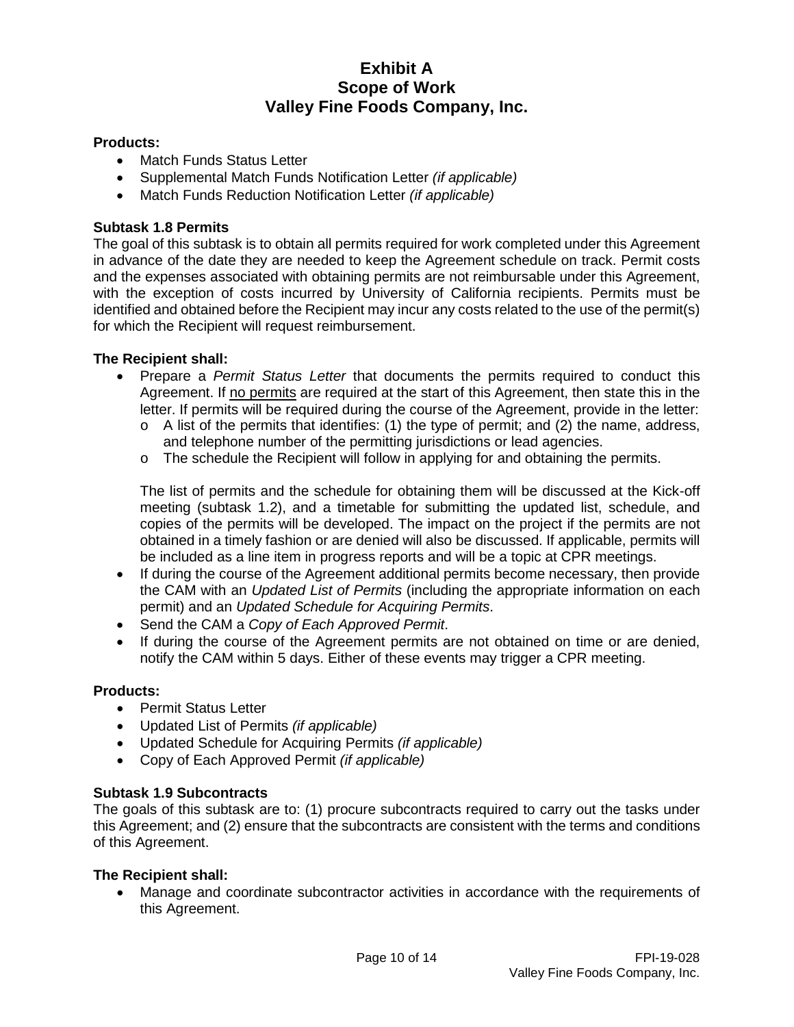# Exhibit A
# Scope of Work
# Valley Fine Foods Company, Inc.

**Products:**

- Match Funds Status Letter
- Supplemental Match Funds Notification Letter *(if applicable)*
- Match Funds Reduction Notification Letter *(if applicable)*

**Subtask 1.8 Permits**

The goal of this subtask is to obtain all permits required for work completed under this Agreement in advance of the date they are needed to keep the Agreement schedule on track. Permit costs and the expenses associated with obtaining permits are not reimbursable under this Agreement, with the exception of costs incurred by University of California recipients. Permits must be identified and obtained before the Recipient may incur any costs related to the use of the permit(s) for which the Recipient will request reimbursement.

**The Recipient shall:**

- Prepare a *Permit Status Letter* that documents the permits required to conduct this Agreement. If no permits are required at the start of this Agreement, then state this in the letter. If permits will be required during the course of the Agreement, provide in the letter:
  - A list of the permits that identifies: (1) the type of permit; and (2) the name, address, and telephone number of the permitting jurisdictions or lead agencies.
  - The schedule the Recipient will follow in applying for and obtaining the permits.

  The list of permits and the schedule for obtaining them will be discussed at the Kick-off meeting (subtask 1.2), and a timetable for submitting the updated list, schedule, and copies of the permits will be developed. The impact on the project if the permits are not obtained in a timely fashion or are denied will also be discussed. If applicable, permits will be included as a line item in progress reports and will be a topic at CPR meetings.
- If during the course of the Agreement additional permits become necessary, then provide the CAM with an *Updated List of Permits* (including the appropriate information on each permit) and an *Updated Schedule for Acquiring Permits*.
- Send the CAM a *Copy of Each Approved Permit*.
- If during the course of the Agreement permits are not obtained on time or are denied, notify the CAM within 5 days. Either of these events may trigger a CPR meeting.

**Products:**

- Permit Status Letter
- Updated List of Permits *(if applicable)*
- Updated Schedule for Acquiring Permits *(if applicable)*
- Copy of Each Approved Permit *(if applicable)*

**Subtask 1.9 Subcontracts**

The goals of this subtask are to: (1) procure subcontracts required to carry out the tasks under this Agreement; and (2) ensure that the subcontracts are consistent with the terms and conditions of this Agreement.

**The Recipient shall:**

- Manage and coordinate subcontractor activities in accordance with the requirements of this Agreement.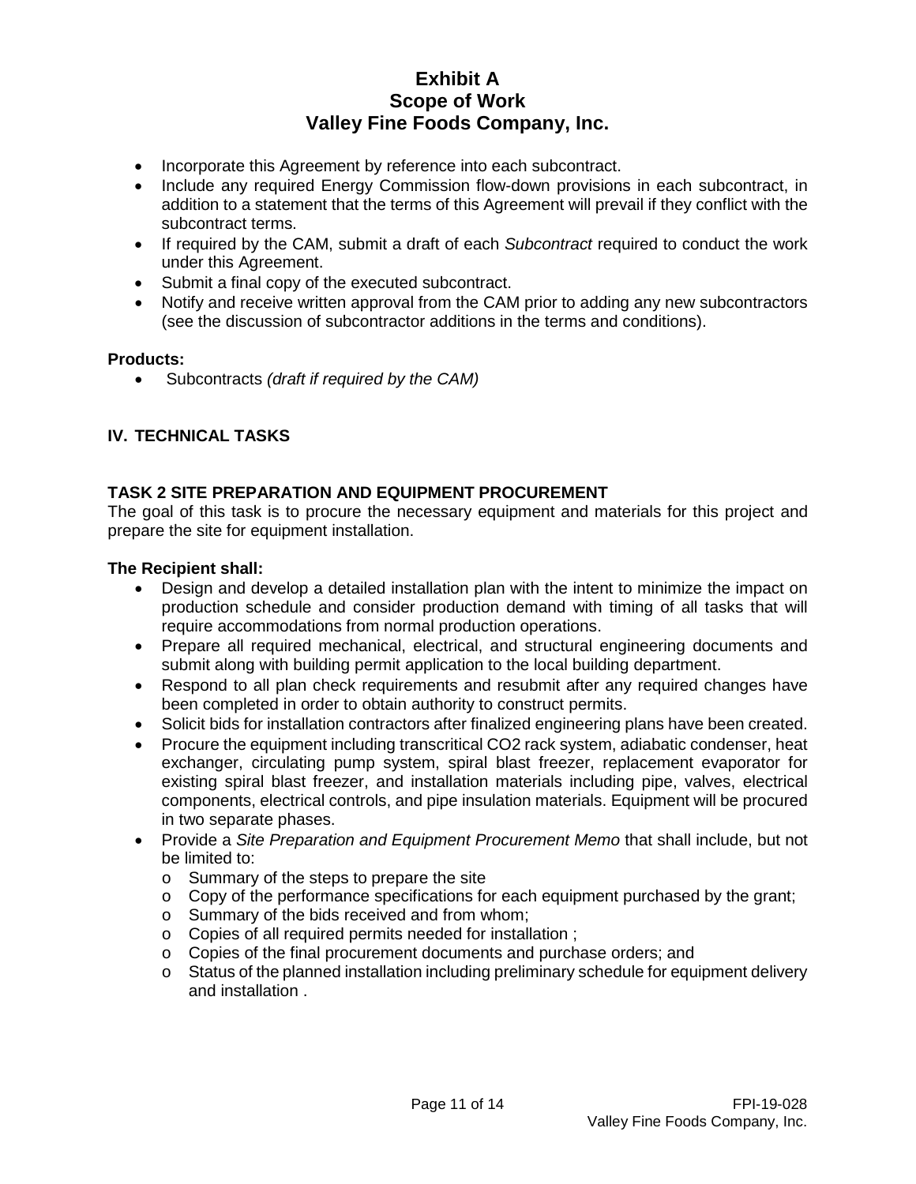# Exhibit A
# Scope of Work
# Valley Fine Foods Company, Inc.

- Incorporate this Agreement by reference into each subcontract.
- Include any required Energy Commission flow-down provisions in each subcontract, in addition to a statement that the terms of this Agreement will prevail if they conflict with the subcontract terms.
- If required by the CAM, submit a draft of each *Subcontract* required to conduct the work under this Agreement.
- Submit a final copy of the executed subcontract.
- Notify and receive written approval from the CAM prior to adding any new subcontractors (see the discussion of subcontractor additions in the terms and conditions).

**Products:**

- Subcontracts *(draft if required by the CAM)*

## IV. TECHNICAL TASKS

### TASK 2 SITE PREPARATION AND EQUIPMENT PROCUREMENT

The goal of this task is to procure the necessary equipment and materials for this project and prepare the site for equipment installation.

**The Recipient shall:**

- Design and develop a detailed installation plan with the intent to minimize the impact on production schedule and consider production demand with timing of all tasks that will require accommodations from normal production operations.
- Prepare all required mechanical, electrical, and structural engineering documents and submit along with building permit application to the local building department.
- Respond to all plan check requirements and resubmit after any required changes have been completed in order to obtain authority to construct permits.
- Solicit bids for installation contractors after finalized engineering plans have been created.
- Procure the equipment including transcritical $CO_2$ rack system, adiabatic condenser, heat exchanger, circulating pump system, spiral blast freezer, replacement evaporator for existing spiral blast freezer, and installation materials including pipe, valves, electrical components, electrical controls, and pipe insulation materials. Equipment will be procured in two separate phases.
- Provide a *Site Preparation and Equipment Procurement Memo* that shall include, but not be limited to:
  - Summary of the steps to prepare the site
  - Copy of the performance specifications for each equipment purchased by the grant;
  - Summary of the bids received and from whom;
  - Copies of all required permits needed for installation ;
  - Copies of the final procurement documents and purchase orders; and
  - Status of the planned installation including preliminary schedule for equipment delivery and installation .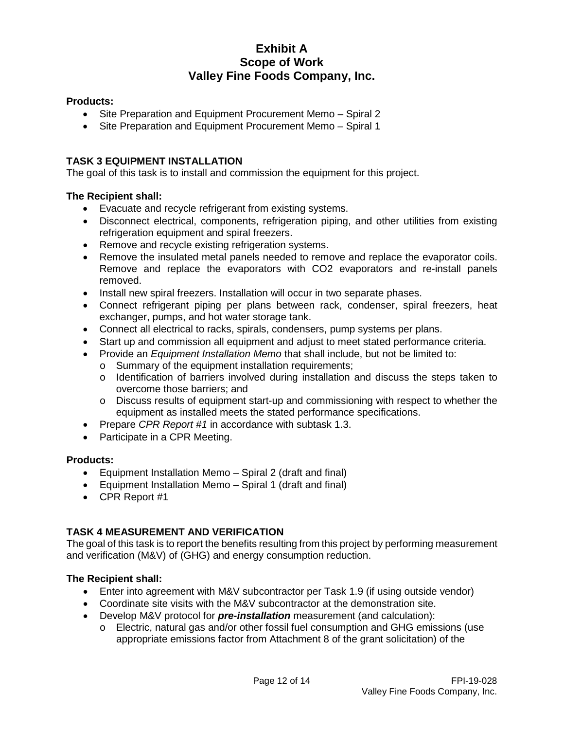# Exhibit A
# Scope of Work
# Valley Fine Foods Company, Inc.

**Products:**

- Site Preparation and Equipment Procurement Memo – Spiral 2
- Site Preparation and Equipment Procurement Memo – Spiral 1

## TASK 3 EQUIPMENT INSTALLATION

The goal of this task is to install and commission the equipment for this project.

**The Recipient shall:**

- Evacuate and recycle refrigerant from existing systems.
- Disconnect electrical, components, refrigeration piping, and other utilities from existing refrigeration equipment and spiral freezers.
- Remove and recycle existing refrigeration systems.
- Remove the insulated metal panels needed to remove and replace the evaporator coils. Remove and replace the evaporators with CO2 evaporators and re-install panels removed.
- Install new spiral freezers. Installation will occur in two separate phases.
- Connect refrigerant piping per plans between rack, condenser, spiral freezers, heat exchanger, pumps, and hot water storage tank.
- Connect all electrical to racks, spirals, condensers, pump systems per plans.
- Start up and commission all equipment and adjust to meet stated performance criteria.
- Provide an *Equipment Installation Memo* that shall include, but not be limited to:
  - Summary of the equipment installation requirements;
  - Identification of barriers involved during installation and discuss the steps taken to overcome those barriers; and
  - Discuss results of equipment start-up and commissioning with respect to whether the equipment as installed meets the stated performance specifications.
- Prepare *CPR Report #1* in accordance with subtask 1.3.
- Participate in a CPR Meeting.

**Products:**

- Equipment Installation Memo – Spiral 2 (draft and final)
- Equipment Installation Memo – Spiral 1 (draft and final)
- CPR Report #1

## TASK 4 MEASUREMENT AND VERIFICATION

The goal of this task is to report the benefits resulting from this project by performing measurement and verification (M&V) of (GHG) and energy consumption reduction.

**The Recipient shall:**

- Enter into agreement with M&V subcontractor per Task 1.9 (if using outside vendor)
- Coordinate site visits with the M&V subcontractor at the demonstration site.
- Develop M&V protocol for ***pre-installation*** measurement (and calculation):
  - Electric, natural gas and/or other fossil fuel consumption and GHG emissions (use appropriate emissions factor from Attachment 8 of the grant solicitation) of the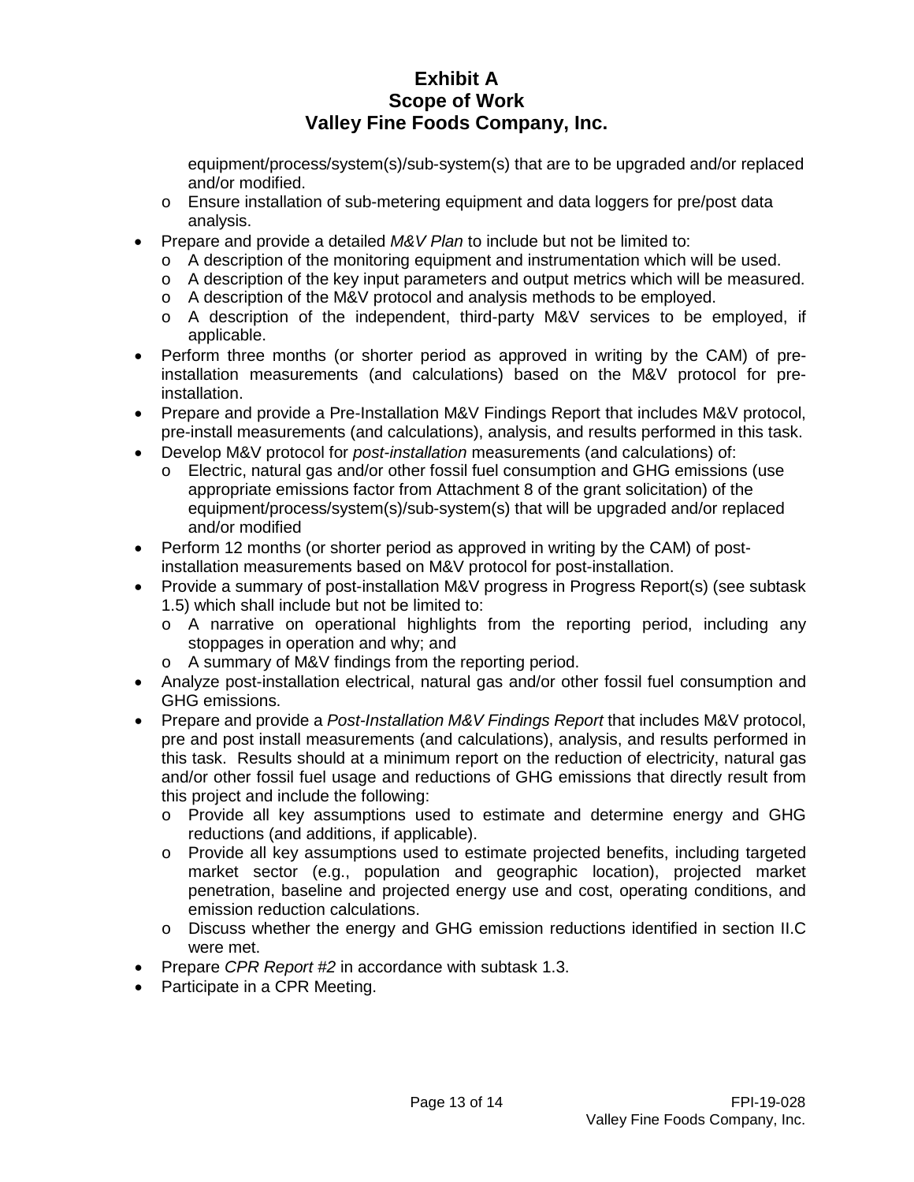equipment/process/system(s)/sub-system(s) that are to be upgraded and/or replaced and/or modified.
  - Ensure installation of sub-metering equipment and data loggers for pre/post data analysis.
- Prepare and provide a detailed *M&V Plan* to include but not be limited to:
  - A description of the monitoring equipment and instrumentation which will be used.
  - A description of the key input parameters and output metrics which will be measured.
  - A description of the M&V protocol and analysis methods to be employed.
  - A description of the independent, third-party M&V services to be employed, if applicable.
- Perform three months (or shorter period as approved in writing by the CAM) of pre-installation measurements (and calculations) based on the M&V protocol for pre-installation.
- Prepare and provide a Pre-Installation M&V Findings Report that includes M&V protocol, pre-install measurements (and calculations), analysis, and results performed in this task.
- Develop M&V protocol for *post-installation* measurements (and calculations) of:
  - Electric, natural gas and/or other fossil fuel consumption and GHG emissions (use appropriate emissions factor from Attachment 8 of the grant solicitation) of the equipment/process/system(s)/sub-system(s) that will be upgraded and/or replaced and/or modified
- Perform 12 months (or shorter period as approved in writing by the CAM) of post-installation measurements based on M&V protocol for post-installation.
- Provide a summary of post-installation M&V progress in Progress Report(s) (see subtask 1.5) which shall include but not be limited to:
  - A narrative on operational highlights from the reporting period, including any stoppages in operation and why; and
  - A summary of M&V findings from the reporting period.
- Analyze post-installation electrical, natural gas and/or other fossil fuel consumption and GHG emissions.
- Prepare and provide a *Post-Installation M&V Findings Report* that includes M&V protocol, pre and post install measurements (and calculations), analysis, and results performed in this task. Results should at a minimum report on the reduction of electricity, natural gas and/or other fossil fuel usage and reductions of GHG emissions that directly result from this project and include the following:
  - Provide all key assumptions used to estimate and determine energy and GHG reductions (and additions, if applicable).
  - Provide all key assumptions used to estimate projected benefits, including targeted market sector (e.g., population and geographic location), projected market penetration, baseline and projected energy use and cost, operating conditions, and emission reduction calculations.
  - Discuss whether the energy and GHG emission reductions identified in section II.C were met.
- Prepare *CPR Report #2* in accordance with subtask 1.3.
- Participate in a CPR Meeting.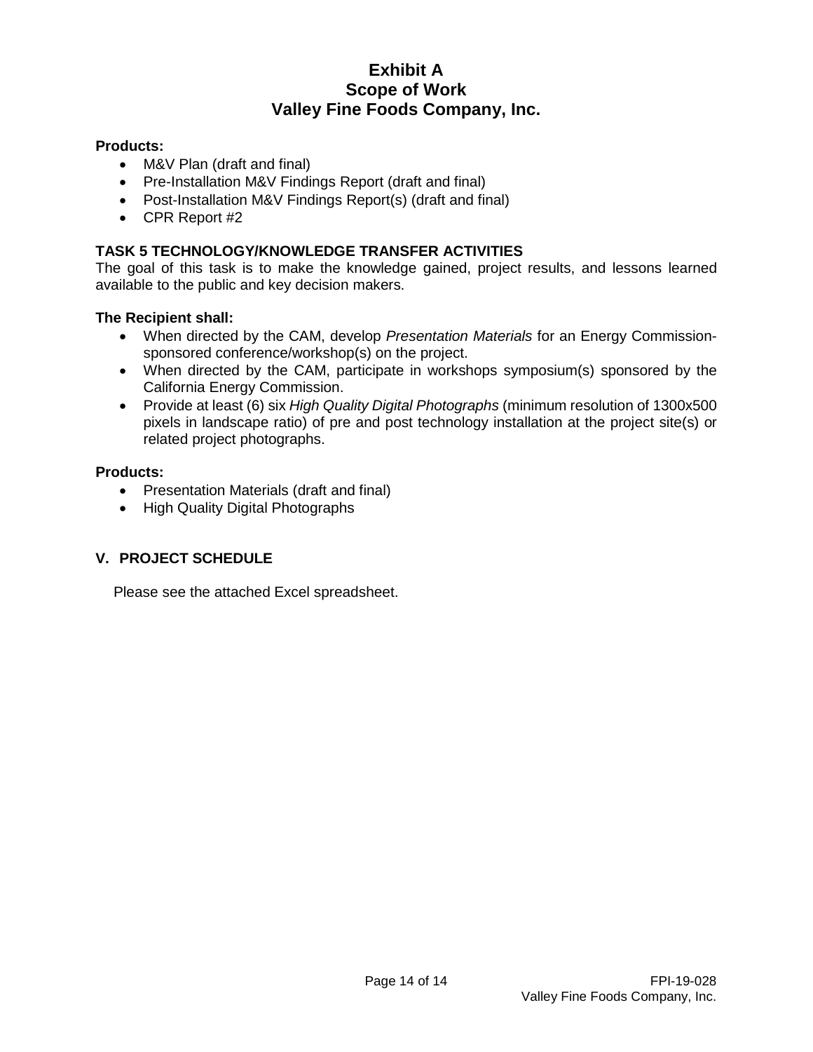# Exhibit A
# Scope of Work
# Valley Fine Foods Company, Inc.

**Products:**

- M&V Plan (draft and final)
- Pre-Installation M&V Findings Report (draft and final)
- Post-Installation M&V Findings Report(s) (draft and final)
- CPR Report #2

### TASK 5 TECHNOLOGY/KNOWLEDGE TRANSFER ACTIVITIES

The goal of this task is to make the knowledge gained, project results, and lessons learned available to the public and key decision makers.

**The Recipient shall:**

- When directed by the CAM, develop *Presentation Materials* for an Energy Commission-sponsored conference/workshop(s) on the project.
- When directed by the CAM, participate in workshops symposium(s) sponsored by the California Energy Commission.
- Provide at least (6) six *High Quality Digital Photographs* (minimum resolution of 1300x500 pixels in landscape ratio) of pre and post technology installation at the project site(s) or related project photographs.

**Products:**

- Presentation Materials (draft and final)
- High Quality Digital Photographs

## V. PROJECT SCHEDULE

Please see the attached Excel spreadsheet.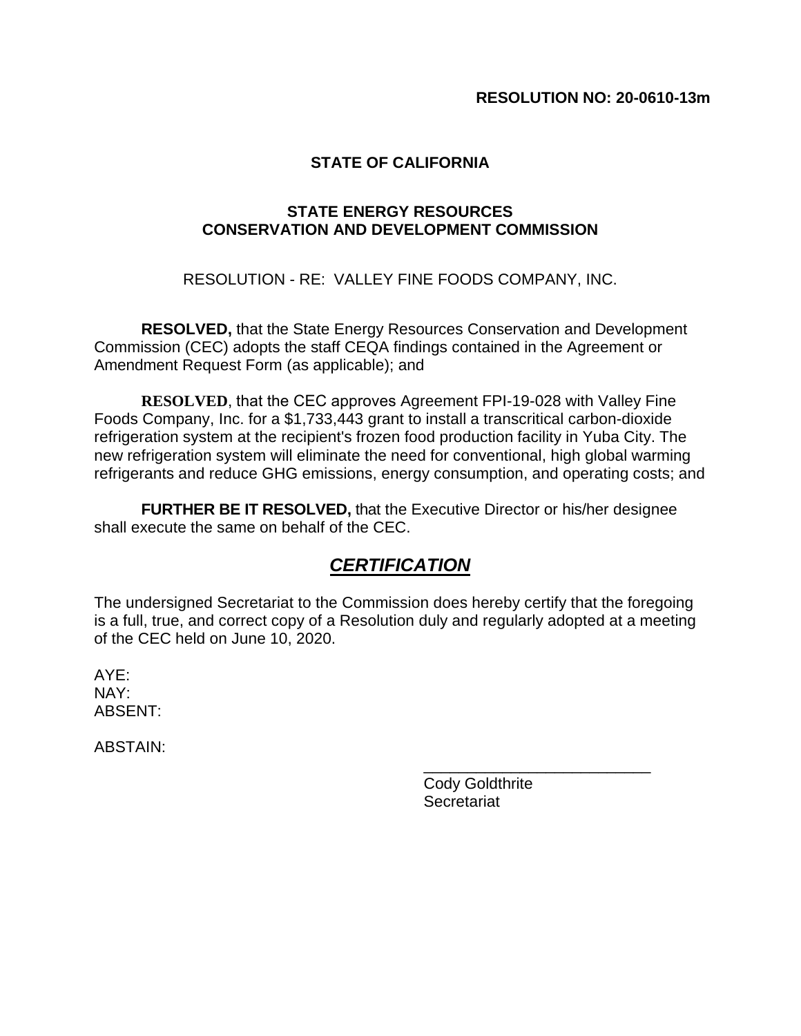**RESOLUTION NO: 20-0610-13m**

**STATE OF CALIFORNIA**

**STATE ENERGY RESOURCES**
**CONSERVATION AND DEVELOPMENT COMMISSION**

RESOLUTION - RE: VALLEY FINE FOODS COMPANY, INC.

**RESOLVED,** that the State Energy Resources Conservation and Development Commission (CEC) adopts the staff CEQA findings contained in the Agreement or Amendment Request Form (as applicable); and

**RESOLVED**, that the CEC approves Agreement FPI-19-028 with Valley Fine Foods Company, Inc. for a $1,733,443 grant to install a transcritical carbon-dioxide refrigeration system at the recipient's frozen food production facility in Yuba City. The new refrigeration system will eliminate the need for conventional, high global warming refrigerants and reduce GHG emissions, energy consumption, and operating costs; and

**FURTHER BE IT RESOLVED,** that the Executive Director or his/her designee shall execute the same on behalf of the CEC.

## ***CERTIFICATION***

The undersigned Secretariat to the Commission does hereby certify that the foregoing is a full, true, and correct copy of a Resolution duly and regularly adopted at a meeting of the CEC held on June 10, 2020.

AYE:
NAY:
ABSENT:

ABSTAIN:

\_\_\_\_\_\_\_\_\_\_\_\_\_\_\_\_\_\_\_\_\_\_\_\_\_\_
Cody Goldthrite
Secretariat